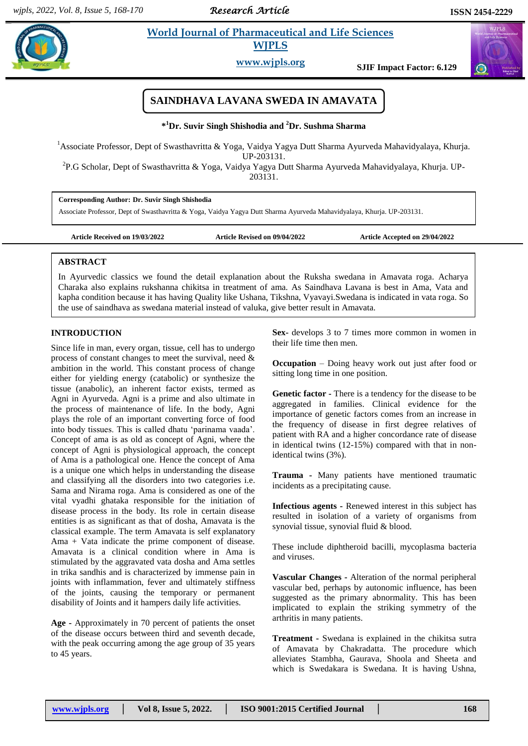# SAINDHAVA LAVANA SWEDA IN AMAVATA

**\*[1]Dr. Suvir Singh Shishodia and [2]Dr. Sushma Sharma**

[1]Associate Professor, Dept of Swasthavritta & Yoga, Vaidya Yagya Dutt Sharma Ayurveda Mahavidyalaya, Khurja. UP-203131.

[2]P.G Scholar, Dept of Swasthavritta & Yoga, Vaidya Yagya Dutt Sharma Ayurveda Mahavidyalaya, Khurja. UP-203131.

**Corresponding Author: Dr. Suvir Singh Shishodia**

Associate Professor, Dept of Swasthavritta & Yoga, Vaidya Yagya Dutt Sharma Ayurveda Mahavidyalaya, Khurja. UP-203131.

**Article Received on 19/03/2022** **Article Revised on 09/04/2022** **Article Accepted on 29/04/2022**

## ABSTRACT

In Ayurvedic classics we found the detail explanation about the Ruksha swedana in Amavata roga. Acharya Charaka also explains rukshanna chikitsa in treatment of ama. As Saindhava Lavana is best in Ama, Vata and kapha condition because it has having Quality like Ushana, Tikshna, Vyavayi.Swedana is indicated in vata roga. So the use of saindhava as swedana material instead of valuka, give better result in Amavata.

## INTRODUCTION

Since life in man, every organ, tissue, cell has to undergo process of constant changes to meet the survival, need & ambition in the world. This constant process of change either for yielding energy (catabolic) or synthesize the tissue (anabolic), an inherent factor exists, termed as Agni in Ayurveda. Agni is a prime and also ultimate in the process of maintenance of life. In the body, Agni plays the role of an important converting force of food into body tissues. This is called dhatu 'parinama vaada'. Concept of ama is as old as concept of Agni, where the concept of Agni is physiological approach, the concept of Ama is a pathological one. Hence the concept of Ama is a unique one which helps in understanding the disease and classifying all the disorders into two categories i.e. Sama and Nirama roga. Ama is considered as one of the vital vyadhi ghataka responsible for the initiation of disease process in the body. Its role in certain disease entities is as significant as that of dosha, Amavata is the classical example. The term Amavata is self explanatory Ama + Vata indicate the prime component of disease. Amavata is a clinical condition where in Ama is stimulated by the aggravated vata dosha and Ama settles in trika sandhis and is characterized by immense pain in joints with inflammation, fever and ultimately stiffness of the joints, causing the temporary or permanent disability of Joints and it hampers daily life activities.

**Age** - Approximately in 70 percent of patients the onset of the disease occurs between third and seventh decade, with the peak occurring among the age group of 35 years to 45 years.

**Sex-** develops 3 to 7 times more common in women in their life time then men.

**Occupation** – Doing heavy work out just after food or sitting long time in one position.

**Genetic factor -** There is a tendency for the disease to be aggregated in families. Clinical evidence for the importance of genetic factors comes from an increase in the frequency of disease in first degree relatives of patient with RA and a higher concordance rate of disease in identical twins (12-15%) compared with that in non-identical twins (3%).

**Trauma** - Many patients have mentioned traumatic incidents as a precipitating cause.

**Infectious agents -** Renewed interest in this subject has resulted in isolation of a variety of organisms from synovial tissue, synovial fluid & blood.

These include diphtheroid bacilli, mycoplasma bacteria and viruses.

**Vascular Changes -** Alteration of the normal peripheral vascular bed, perhaps by autonomic influence, has been suggested as the primary abnormality. This has been implicated to explain the striking symmetry of the arthritis in many patients.

**Treatment -** Swedana is explained in the chikitsa sutra of Amavata by Chakradatta. The procedure which alleviates Stambha, Gaurava, Shoola and Sheeta and which is Swedakara is Swedana. It is having Ushna,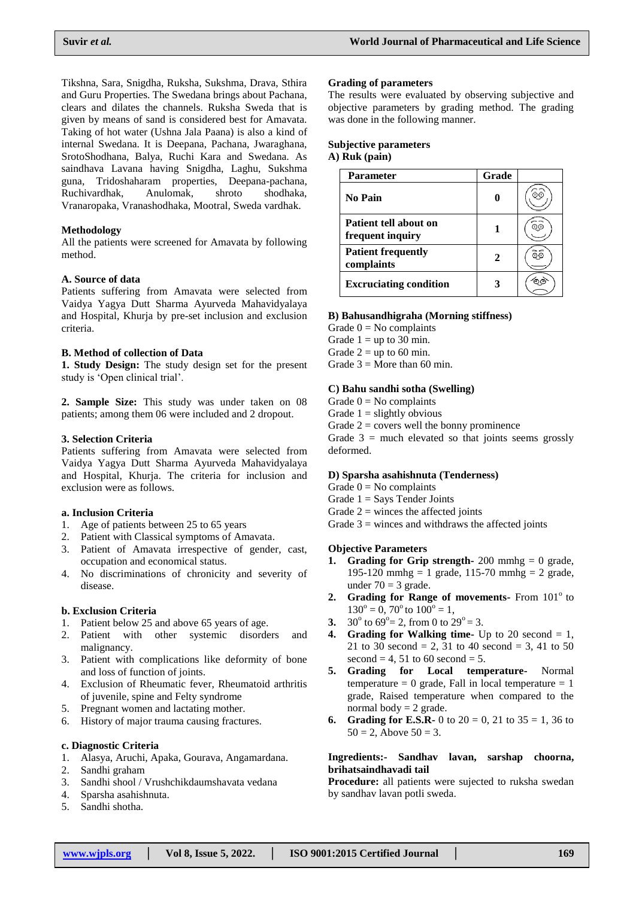Tikshna, Sara, Snigdha, Ruksha, Sukshma, Drava, Sthira and Guru Properties. The Swedana brings about Pachana, clears and dilates the channels. Ruksha Sweda that is given by means of sand is considered best for Amavata. Taking of hot water (Ushna Jala Paana) is also a kind of internal Swedana. It is Deepana, Pachana, Jwaraghana, SrotoShodhana, Balya, Ruchi Kara and Swedana. As saindhava Lavana having Snigdha, Laghu, Sukshma guna, Tridoshaharam properties, Deepana-pachana, Ruchivardhak, Anulomak, shroto shodhaka, Vranaropaka, Vranashodhaka, Mootral, Sweda vardhak.

## Methodology

All the patients were screened for Amavata by following method.

### A. Source of data

Patients suffering from Amavata were selected from Vaidya Yagya Dutt Sharma Ayurveda Mahavidyalaya and Hospital, Khurja by pre-set inclusion and exclusion criteria.

### B. Method of collection of Data

**1. Study Design:** The study design set for the present study is 'Open clinical trial'.

**2. Sample Size:** This study was under taken on 08 patients; among them 06 were included and 2 dropout.

### 3. Selection Criteria

Patients suffering from Amavata were selected from Vaidya Yagya Dutt Sharma Ayurveda Mahavidyalaya and Hospital, Khurja. The criteria for inclusion and exclusion were as follows.

#### a. Inclusion Criteria

1. Age of patients between 25 to 65 years
2. Patient with Classical symptoms of Amavata.
3. Patient of Amavata irrespective of gender, cast, occupation and economical status.
4. No discriminations of chronicity and severity of disease.

#### b. Exclusion Criteria

1. Patient below 25 and above 65 years of age.
2. Patient with other systemic disorders and malignancy.
3. Patient with complications like deformity of bone and loss of function of joints.
4. Exclusion of Rheumatic fever, Rheumatoid arthritis of juvenile, spine and Felty syndrome
5. Pregnant women and lactating mother.
6. History of major trauma causing fractures.

#### c. Diagnostic Criteria

1. Alasya, Aruchi, Apaka, Gourava, Angamardana.
2. Sandhi graham
3. Sandhi shool / Vrushchikdaumshavata vedana
4. Sparsha asahishnuta.
5. Sandhi shotha.

### Grading of parameters

The results were evaluated by observing subjective and objective parameters by grading method. The grading was done in the following manner.

### Subjective parameters

**A) Ruk (pain)**

| Parameter | Grade | |
|---|---|---|
| **No Pain** | **0** | |
| **Patient tell about on frequent inquiry** | **1** | |
| **Patient frequently complaints** | **2** | |
| **Excruciating condition** | **3** | |

**B) Bahusandhigraha (Morning stiffness)**

Grade 0 = No complaints
Grade 1 = up to 30 min.
Grade 2 = up to 60 min.
Grade 3 = More than 60 min.

**C) Bahu sandhi sotha (Swelling)**

Grade 0 = No complaints
Grade 1 = slightly obvious
Grade 2 = covers well the bonny prominence
Grade 3 = much elevated so that joints seems grossly deformed.

**D) Sparsha asahishnuta (Tenderness)**

Grade 0 = No complaints
Grade 1 = Says Tender Joints
Grade 2 = winces the affected joints
Grade 3 = winces and withdraws the affected joints

### Objective Parameters

1. **Grading for Grip strength-** 200 mmhg = 0 grade, 195-120 mmhg = 1 grade, 115-70 mmhg = 2 grade, under 70 = 3 grade.
2. **Grading for Range of movements-** From $101^{o}$ to $130^{o}$ = 0, $70^{o}$ to $100^{o}$ = 1,
3. $30^{o}$ to $69^{o}$= 2, from 0 to $29^{o}$ = 3.
4. **Grading for Walking time-** Up to 20 second = 1, 21 to 30 second = 2, 31 to 40 second = 3, 41 to 50 second = 4, 51 to 60 second = 5.
5. **Grading for Local temperature-** Normal temperature = 0 grade, Fall in local temperature = 1 grade, Raised temperature when compared to the normal body = 2 grade.
6. **Grading for E.S.R-** 0 to 20 = 0, 21 to 35 = 1, 36 to 50 = 2, Above 50 = 3.

**Ingredients:- Sandhav lavan, sarshap choorna, brihatsaindhavadi tail**

**Procedure:** all patients were sujected to ruksha swedan by sandhav lavan potli sweda.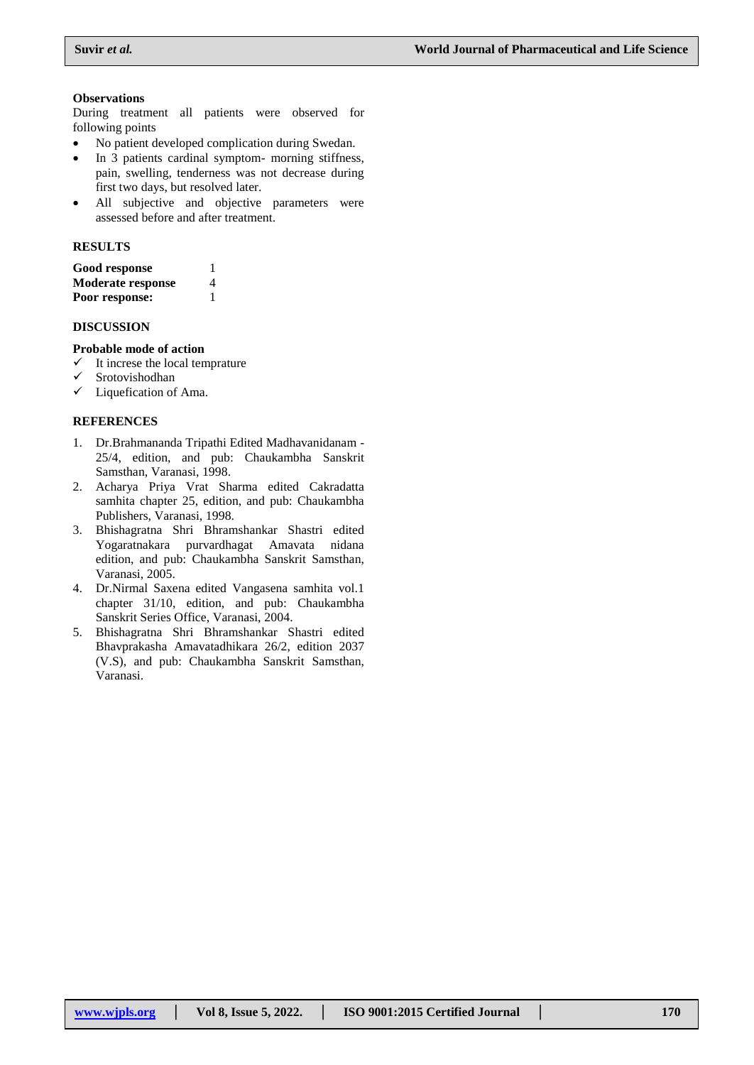### Observations

During treatment all patients were observed for following points

- No patient developed complication during Swedan.
- In 3 patients cardinal symptom- morning stiffness, pain, swelling, tenderness was not decrease during first two days, but resolved later.
- All subjective and objective parameters were assessed before and after treatment.

## RESULTS

| | |
|---|---|
| **Good response** | 1 |
| **Moderate response** | 4 |
| **Poor response:** | 1 |

## DISCUSSION

### Probable mode of action

- ✓ It increse the local temprature
- ✓ Srotovishodhan
- ✓ Liquefication of Ama.

## REFERENCES

1. Dr.Brahmananda Tripathi Edited Madhavanidanam - 25/4, edition, and pub: Chaukambha Sanskrit Samsthan, Varanasi, 1998.
2. Acharya Priya Vrat Sharma edited Cakradatta samhita chapter 25, edition, and pub: Chaukambha Publishers, Varanasi, 1998.
3. Bhishagratna Shri Bhramshankar Shastri edited Yogaratnakara purvardhagat Amavata nidana edition, and pub: Chaukambha Sanskrit Samsthan, Varanasi, 2005.
4. Dr.Nirmal Saxena edited Vangasena samhita vol.1 chapter 31/10, edition, and pub: Chaukambha Sanskrit Series Office, Varanasi, 2004.
5. Bhishagratna Shri Bhramshankar Shastri edited Bhavprakasha Amavatadhikara 26/2, edition 2037 (V.S), and pub: Chaukambha Sanskrit Samsthan, Varanasi.